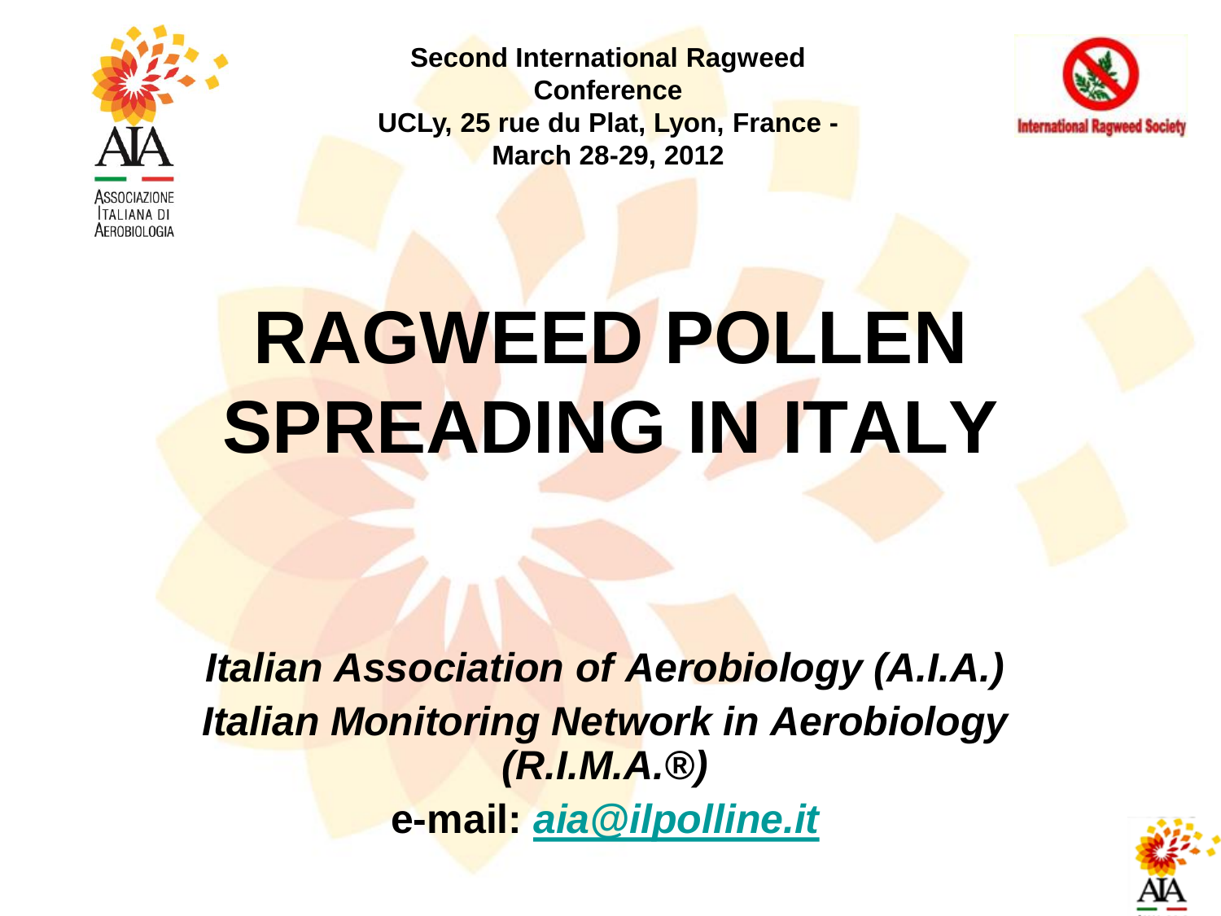**Second International Ragweed Conference**
**UCLy, 25 rue du Plat, Lyon, France - March 28-29, 2012**

# RAGWEED POLLEN SPREADING IN ITALY

***Italian Association of Aerobiology (A.I.A.)***
***Italian Monitoring Network in Aerobiology (R.I.M.A.®)***

**e-mail: *aia@ilpolline.it***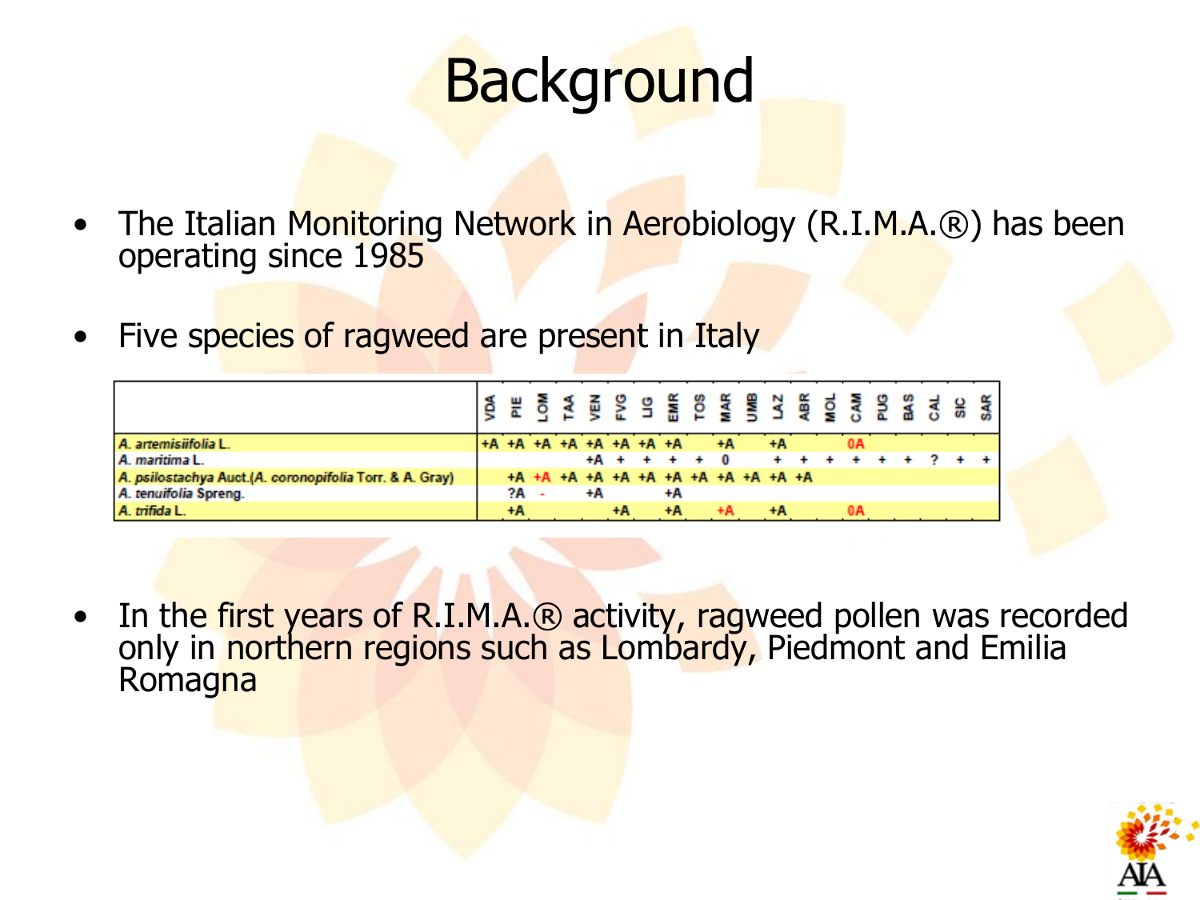# Background

- The Italian Monitoring Network in Aerobiology (R.I.M.A.®) has been operating since 1985
- Five species of ragweed are present in Italy

| | VDA | PIE | LOM | TAA | VEN | FVG | LIG | EMR | TOS | MAR | UMB | LAZ | ABR | MOL | CAM | PUG | BAS | CAL | SIC | SAR |
|---|---|---|---|---|---|---|---|---|---|---|---|---|---|---|---|---|---|---|---|---|
| *A. artemisiifolia* L. | +A | +A | +A | +A | +A | +A | +A | +A | | +A | | +A | | | 0A | | | | | |
| *A. maritima* L. | | | | | +A | + | + | + | + | 0 | | + | + | + | + | + | + | ? | + | + |
| *A. psilostachya* Auct.(*A. coronopifolia* Torr. & A. Gray) | | +A | +A | +A | +A | +A | +A | +A | +A | +A | +A | +A | +A | | | | | | | |
| *A. tenuifolia* Spreng. | | ?A | - | | +A | | | +A | | | | | | | | | | | | |
| *A. trifida* L. | | +A | | | | +A | | +A | | +A | | +A | | | 0A | | | | | |

- In the first years of R.I.M.A.® activity, ragweed pollen was recorded only in northern regions such as Lombardy, Piedmont and Emilia Romagna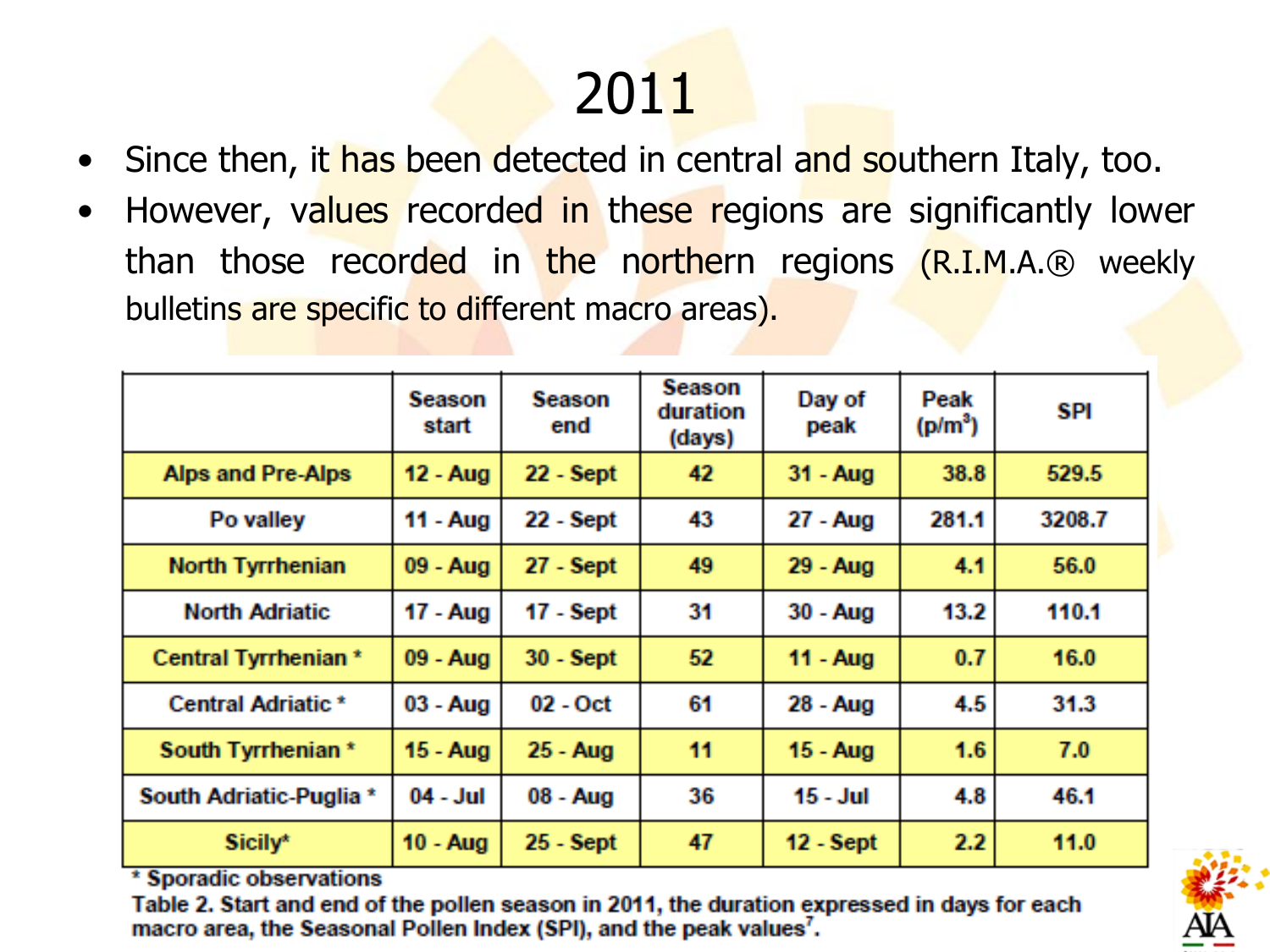# 2011

- Since then, it has been detected in central and southern Italy, too.
- However, values recorded in these regions are significantly lower than those recorded in the northern regions (R.I.M.A.® weekly bulletins are specific to different macro areas).

| | Season start | Season end | Season duration (days) | Day of peak | Peak (p/m$^3$) | SPI |
|---|---|---|---|---|---|---|
| Alps and Pre-Alps | 12 - Aug | 22 - Sept | 42 | 31 - Aug | 38.8 | 529.5 |
| Po valley | 11 - Aug | 22 - Sept | 43 | 27 - Aug | 281.1 | 3208.7 |
| North Tyrrhenian | 09 - Aug | 27 - Sept | 49 | 29 - Aug | 4.1 | 56.0 |
| North Adriatic | 17 - Aug | 17 - Sept | 31 | 30 - Aug | 13.2 | 110.1 |
| Central Tyrrhenian * | 09 - Aug | 30 - Sept | 52 | 11 - Aug | 0.7 | 16.0 |
| Central Adriatic * | 03 - Aug | 02 - Oct | 61 | 28 - Aug | 4.5 | 31.3 |
| South Tyrrhenian * | 15 - Aug | 25 - Aug | 11 | 15 - Aug | 1.6 | 7.0 |
| South Adriatic-Puglia * | 04 - Jul | 08 - Aug | 36 | 15 - Jul | 4.8 | 46.1 |
| Sicily* | 10 - Aug | 25 - Sept | 47 | 12 - Sept | 2.2 | 11.0 |

* Sporadic observations

Table 2. Start and end of the pollen season in 2011, the duration expressed in days for each macro area, the Seasonal Pollen Index (SPI), and the peak values[7].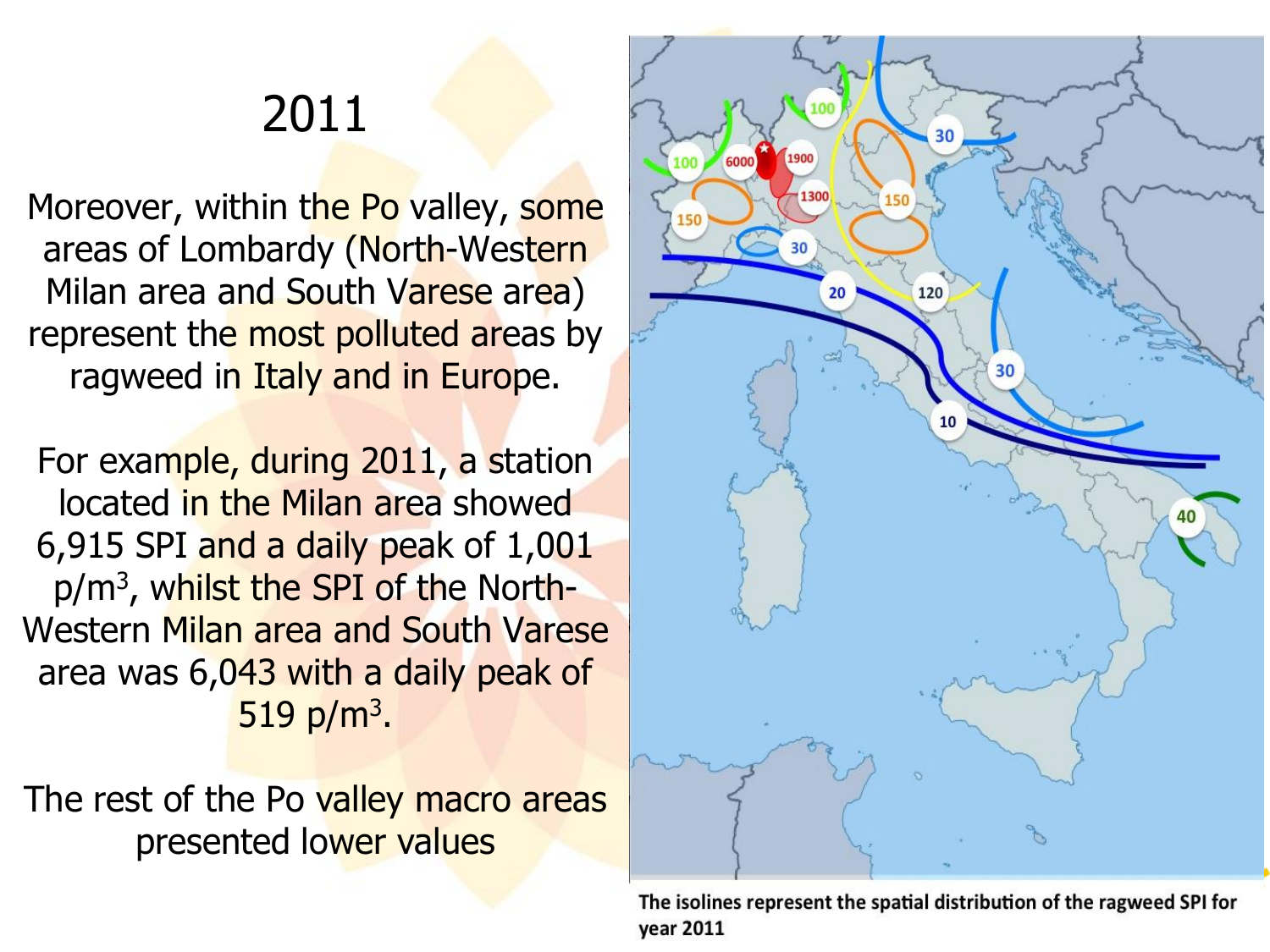# 2011

Moreover, within the Po valley, some areas of Lombardy (North-Western Milan area and South Varese area) represent the most polluted areas by ragweed in Italy and in Europe.

For example, during 2011, a station located in the Milan area showed 6,915 SPI and a daily peak of 1,001 p/m$^3$, whilst the SPI of the North-Western Milan area and South Varese area was 6,043 with a daily peak of 519 p/m$^3$.

The rest of the Po valley macro areas presented lower values

**The isolines represent the spatial distribution of the ragweed SPI for year 2011**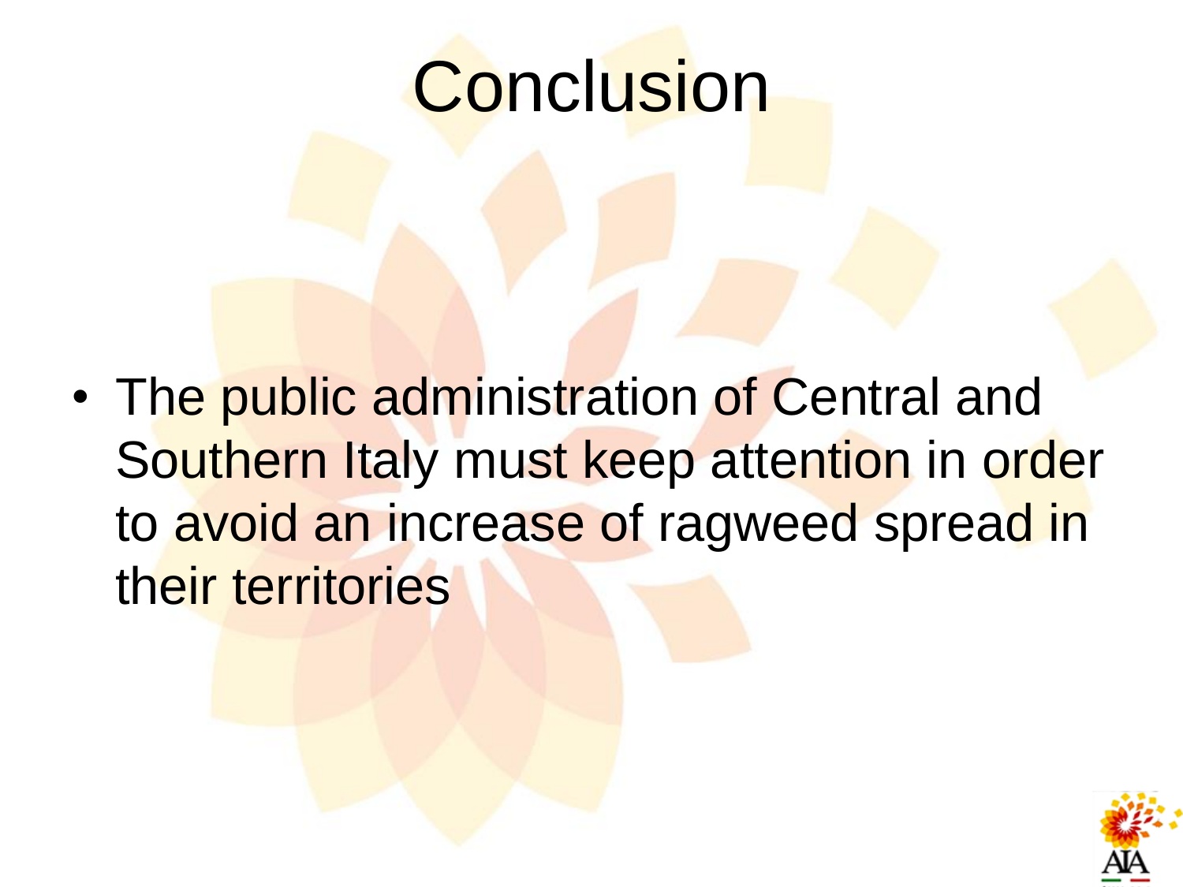# Conclusion

- The public administration of Central and Southern Italy must keep attention in order to avoid an increase of ragweed spread in their territories